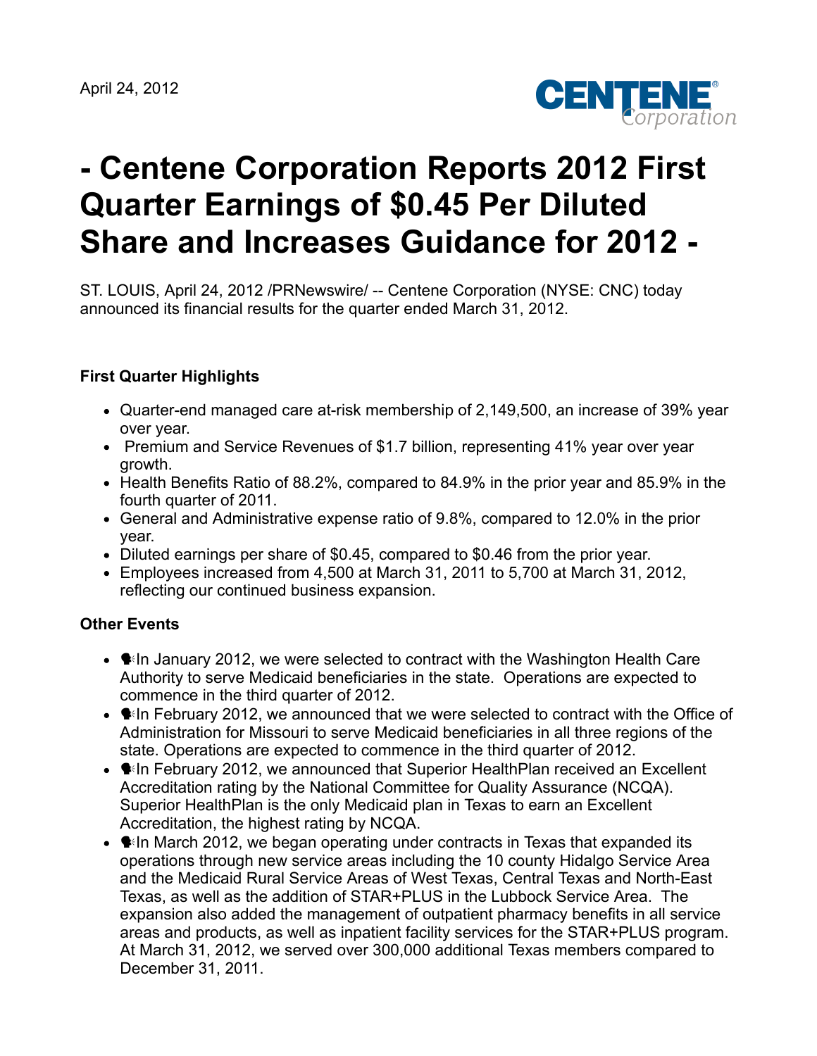April 24, 2012

# - Centene Corporation Reports 2012 First Quarter Earnings of $0.45 Per Diluted Share and Increases Guidance for 2012 -

ST. LOUIS, April 24, 2012 /PRNewswire/ -- Centene Corporation (NYSE: CNC) today announced its financial results for the quarter ended March 31, 2012.

### First Quarter Highlights

- Quarter-end managed care at-risk membership of 2,149,500, an increase of 39% year over year.
- Premium and Service Revenues of $1.7 billion, representing 41% year over year growth.
- Health Benefits Ratio of 88.2%, compared to 84.9% in the prior year and 85.9% in the fourth quarter of 2011.
- General and Administrative expense ratio of 9.8%, compared to 12.0% in the prior year.
- Diluted earnings per share of $0.45, compared to $0.46 from the prior year.
- Employees increased from 4,500 at March 31, 2011 to 5,700 at March 31, 2012, reflecting our continued business expansion.

### Other Events

- In January 2012, we were selected to contract with the Washington Health Care Authority to serve Medicaid beneficiaries in the state. Operations are expected to commence in the third quarter of 2012.
- In February 2012, we announced that we were selected to contract with the Office of Administration for Missouri to serve Medicaid beneficiaries in all three regions of the state. Operations are expected to commence in the third quarter of 2012.
- In February 2012, we announced that Superior HealthPlan received an Excellent Accreditation rating by the National Committee for Quality Assurance (NCQA). Superior HealthPlan is the only Medicaid plan in Texas to earn an Excellent Accreditation, the highest rating by NCQA.
- In March 2012, we began operating under contracts in Texas that expanded its operations through new service areas including the 10 county Hidalgo Service Area and the Medicaid Rural Service Areas of West Texas, Central Texas and North-East Texas, as well as the addition of STAR+PLUS in the Lubbock Service Area. The expansion also added the management of outpatient pharmacy benefits in all service areas and products, as well as inpatient facility services for the STAR+PLUS program. At March 31, 2012, we served over 300,000 additional Texas members compared to December 31, 2011.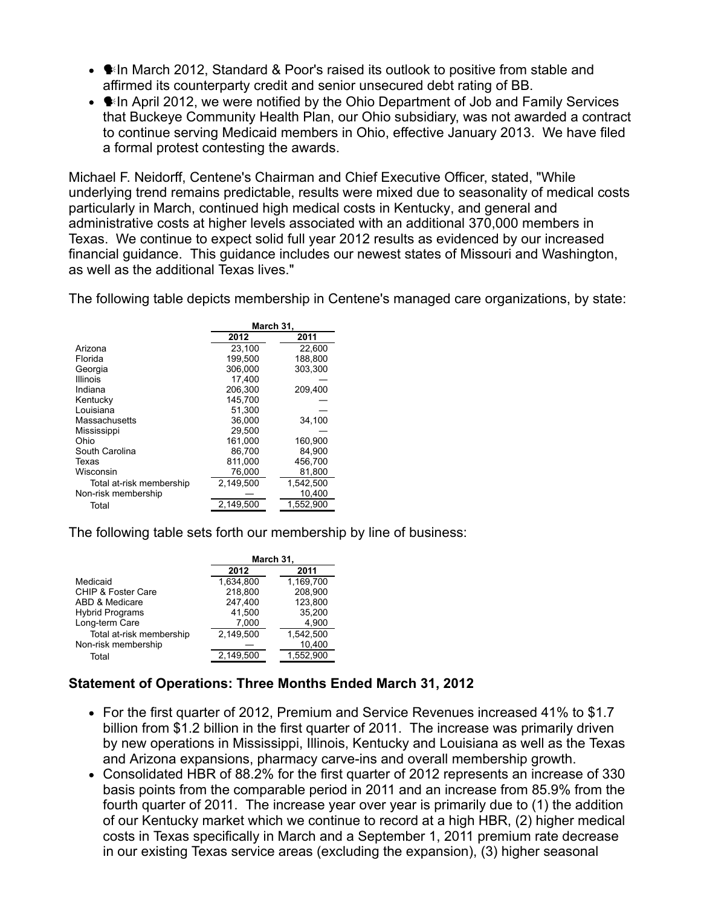- In March 2012, Standard & Poor's raised its outlook to positive from stable and affirmed its counterparty credit and senior unsecured debt rating of BB.
- In April 2012, we were notified by the Ohio Department of Job and Family Services that Buckeye Community Health Plan, our Ohio subsidiary, was not awarded a contract to continue serving Medicaid members in Ohio, effective January 2013. We have filed a formal protest contesting the awards.

Michael F. Neidorff, Centene's Chairman and Chief Executive Officer, stated, "While underlying trend remains predictable, results were mixed due to seasonality of medical costs particularly in March, continued high medical costs in Kentucky, and general and administrative costs at higher levels associated with an additional 370,000 members in Texas. We continue to expect solid full year 2012 results as evidenced by our increased financial guidance. This guidance includes our newest states of Missouri and Washington, as well as the additional Texas lives."

The following table depicts membership in Centene's managed care organizations, by state:

| | March 31, | |
|---|---|---|
| | 2012 | 2011 |
| Arizona | 23,100 | 22,600 |
| Florida | 199,500 | 188,800 |
| Georgia | 306,000 | 303,300 |
| Illinois | 17,400 | — |
| Indiana | 206,300 | 209,400 |
| Kentucky | 145,700 | — |
| Louisiana | 51,300 | — |
| Massachusetts | 36,000 | 34,100 |
| Mississippi | 29,500 | — |
| Ohio | 161,000 | 160,900 |
| South Carolina | 86,700 | 84,900 |
| Texas | 811,000 | 456,700 |
| Wisconsin | 76,000 | 81,800 |
| Total at-risk membership | 2,149,500 | 1,542,500 |
| Non-risk membership | — | 10,400 |
| Total | 2,149,500 | 1,552,900 |

The following table sets forth our membership by line of business:

| | March 31, | |
|---|---|---|
| | 2012 | 2011 |
| Medicaid | 1,634,800 | 1,169,700 |
| CHIP & Foster Care | 218,800 | 208,900 |
| ABD & Medicare | 247,400 | 123,800 |
| Hybrid Programs | 41,500 | 35,200 |
| Long-term Care | 7,000 | 4,900 |
| Total at-risk membership | 2,149,500 | 1,542,500 |
| Non-risk membership | — | 10,400 |
| Total | 2,149,500 | 1,552,900 |

**Statement of Operations: Three Months Ended March 31, 2012**

- For the first quarter of 2012, Premium and Service Revenues increased 41% to $1.7 billion from $1.2 billion in the first quarter of 2011. The increase was primarily driven by new operations in Mississippi, Illinois, Kentucky and Louisiana as well as the Texas and Arizona expansions, pharmacy carve-ins and overall membership growth.
- Consolidated HBR of 88.2% for the first quarter of 2012 represents an increase of 330 basis points from the comparable period in 2011 and an increase from 85.9% from the fourth quarter of 2011. The increase year over year is primarily due to (1) the addition of our Kentucky market which we continue to record at a high HBR, (2) higher medical costs in Texas specifically in March and a September 1, 2011 premium rate decrease in our existing Texas service areas (excluding the expansion), (3) higher seasonal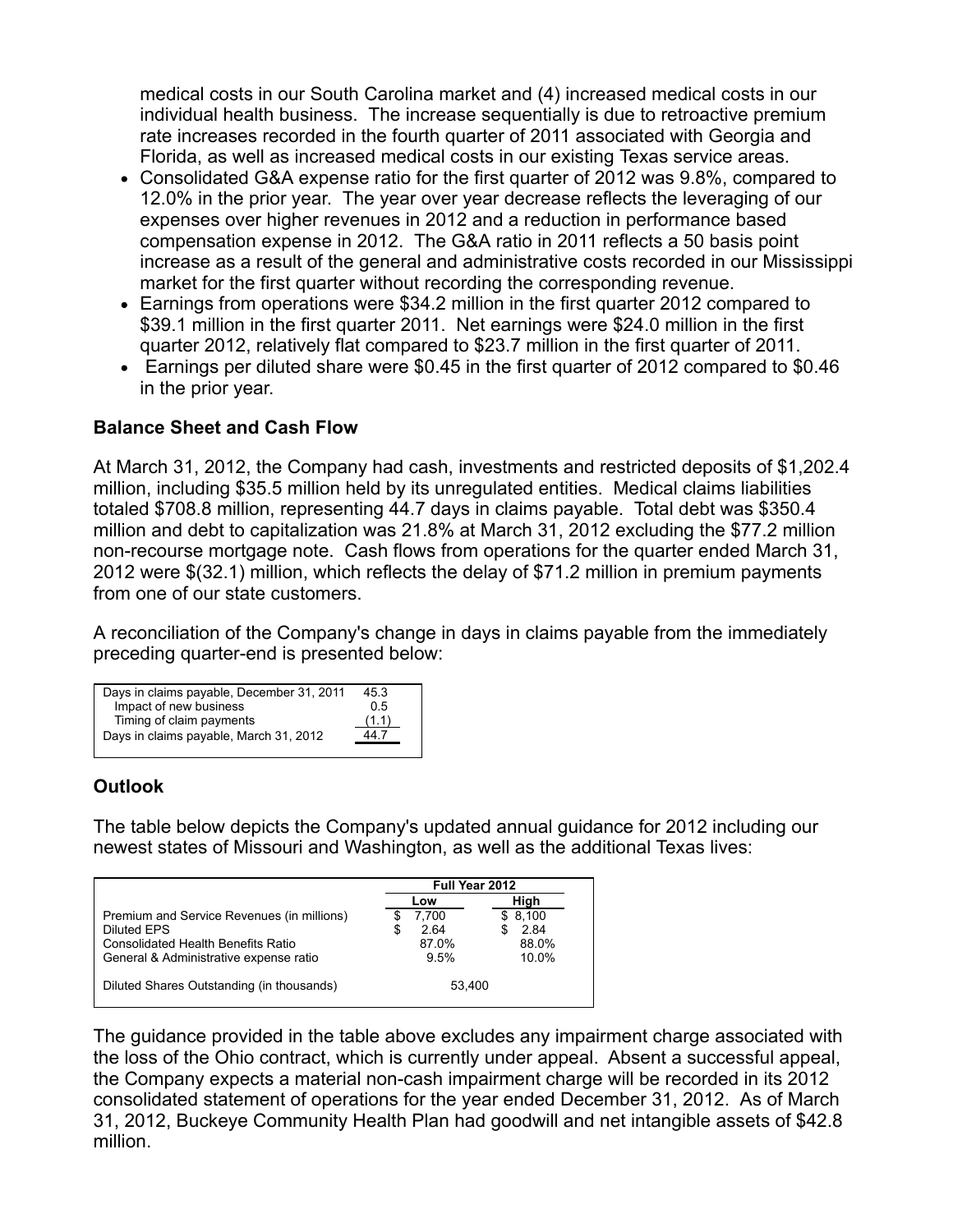medical costs in our South Carolina market and (4) increased medical costs in our individual health business. The increase sequentially is due to retroactive premium rate increases recorded in the fourth quarter of 2011 associated with Georgia and Florida, as well as increased medical costs in our existing Texas service areas.

- Consolidated G&A expense ratio for the first quarter of 2012 was 9.8%, compared to 12.0% in the prior year. The year over year decrease reflects the leveraging of our expenses over higher revenues in 2012 and a reduction in performance based compensation expense in 2012. The G&A ratio in 2011 reflects a 50 basis point increase as a result of the general and administrative costs recorded in our Mississippi market for the first quarter without recording the corresponding revenue.
- Earnings from operations were $34.2 million in the first quarter 2012 compared to $39.1 million in the first quarter 2011. Net earnings were $24.0 million in the first quarter 2012, relatively flat compared to $23.7 million in the first quarter of 2011.
- Earnings per diluted share were $0.45 in the first quarter of 2012 compared to $0.46 in the prior year.

## Balance Sheet and Cash Flow

At March 31, 2012, the Company had cash, investments and restricted deposits of $1,202.4 million, including $35.5 million held by its unregulated entities. Medical claims liabilities totaled $708.8 million, representing 44.7 days in claims payable. Total debt was $350.4 million and debt to capitalization was 21.8% at March 31, 2012 excluding the $77.2 million non-recourse mortgage note. Cash flows from operations for the quarter ended March 31, 2012 were $(32.1) million, which reflects the delay of $71.2 million in premium payments from one of our state customers.

A reconciliation of the Company's change in days in claims payable from the immediately preceding quarter-end is presented below:

| | |
|---|---|
| Days in claims payable, December 31, 2011 | 45.3 |
| Impact of new business | 0.5 |
| Timing of claim payments | (1.1) |
| Days in claims payable, March 31, 2012 | 44.7 |

## Outlook

The table below depicts the Company's updated annual guidance for 2012 including our newest states of Missouri and Washington, as well as the additional Texas lives:

| | Full Year 2012 | |
|---|---|---|
| | Low | High |
| Premium and Service Revenues (in millions) | $ 7,700 | $ 8,100 |
| Diluted EPS | $ 2.64 | $ 2.84 |
| Consolidated Health Benefits Ratio | 87.0% | 88.0% |
| General & Administrative expense ratio | 9.5% | 10.0% |
| Diluted Shares Outstanding (in thousands) | 53,400 | |

The guidance provided in the table above excludes any impairment charge associated with the loss of the Ohio contract, which is currently under appeal. Absent a successful appeal, the Company expects a material non-cash impairment charge will be recorded in its 2012 consolidated statement of operations for the year ended December 31, 2012. As of March 31, 2012, Buckeye Community Health Plan had goodwill and net intangible assets of $42.8 million.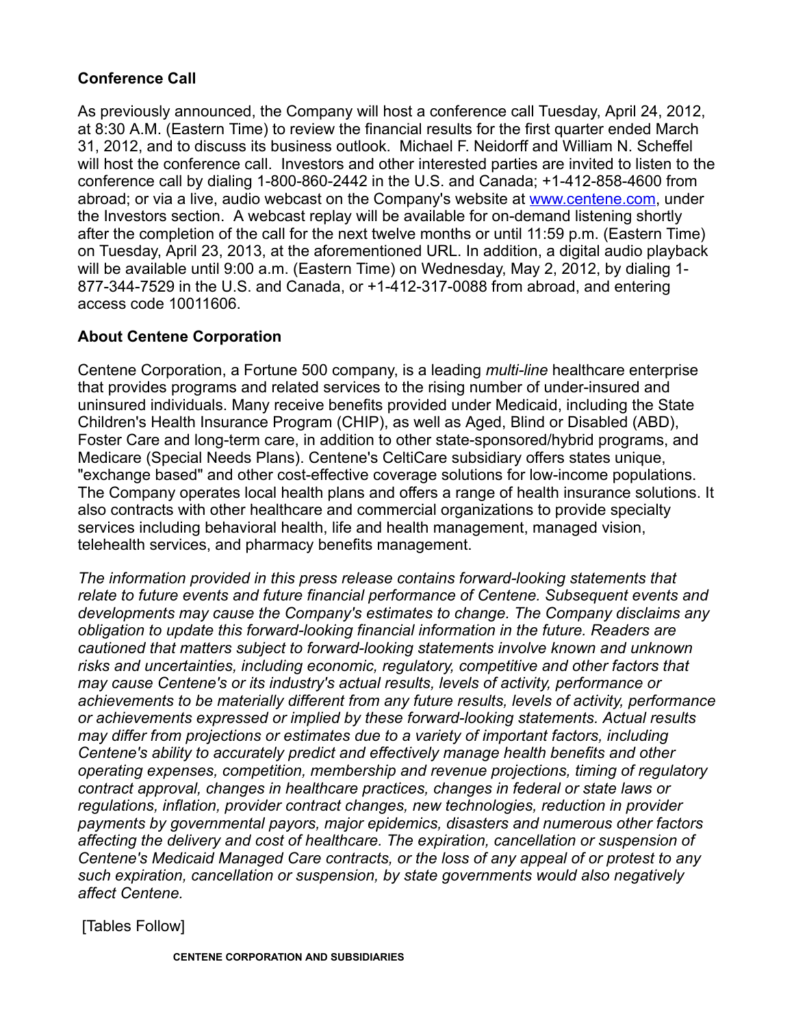## Conference Call

As previously announced, the Company will host a conference call Tuesday, April 24, 2012, at 8:30 A.M. (Eastern Time) to review the financial results for the first quarter ended March 31, 2012, and to discuss its business outlook. Michael F. Neidorff and William N. Scheffel will host the conference call. Investors and other interested parties are invited to listen to the conference call by dialing 1-800-860-2442 in the U.S. and Canada; +1-412-858-4600 from abroad; or via a live, audio webcast on the Company's website at [www.centene.com](http://www.centene.com), under the Investors section. A webcast replay will be available for on-demand listening shortly after the completion of the call for the next twelve months or until 11:59 p.m. (Eastern Time) on Tuesday, April 23, 2013, at the aforementioned URL. In addition, a digital audio playback will be available until 9:00 a.m. (Eastern Time) on Wednesday, May 2, 2012, by dialing 1-877-344-7529 in the U.S. and Canada, or +1-412-317-0088 from abroad, and entering access code 10011606.

## About Centene Corporation

Centene Corporation, a Fortune 500 company, is a leading *multi-line* healthcare enterprise that provides programs and related services to the rising number of under-insured and uninsured individuals. Many receive benefits provided under Medicaid, including the State Children's Health Insurance Program (CHIP), as well as Aged, Blind or Disabled (ABD), Foster Care and long-term care, in addition to other state-sponsored/hybrid programs, and Medicare (Special Needs Plans). Centene's CeltiCare subsidiary offers states unique, "exchange based" and other cost-effective coverage solutions for low-income populations. The Company operates local health plans and offers a range of health insurance solutions. It also contracts with other healthcare and commercial organizations to provide specialty services including behavioral health, life and health management, managed vision, telehealth services, and pharmacy benefits management.

*The information provided in this press release contains forward-looking statements that relate to future events and future financial performance of Centene. Subsequent events and developments may cause the Company's estimates to change. The Company disclaims any obligation to update this forward-looking financial information in the future. Readers are cautioned that matters subject to forward-looking statements involve known and unknown risks and uncertainties, including economic, regulatory, competitive and other factors that may cause Centene's or its industry's actual results, levels of activity, performance or achievements to be materially different from any future results, levels of activity, performance or achievements expressed or implied by these forward-looking statements. Actual results may differ from projections or estimates due to a variety of important factors, including Centene's ability to accurately predict and effectively manage health benefits and other operating expenses, competition, membership and revenue projections, timing of regulatory contract approval, changes in healthcare practices, changes in federal or state laws or regulations, inflation, provider contract changes, new technologies, reduction in provider payments by governmental payors, major epidemics, disasters and numerous other factors affecting the delivery and cost of healthcare. The expiration, cancellation or suspension of Centene's Medicaid Managed Care contracts, or the loss of any appeal of or protest to any such expiration, cancellation or suspension, by state governments would also negatively affect Centene.*

[Tables Follow]

**CENTENE CORPORATION AND SUBSIDIARIES**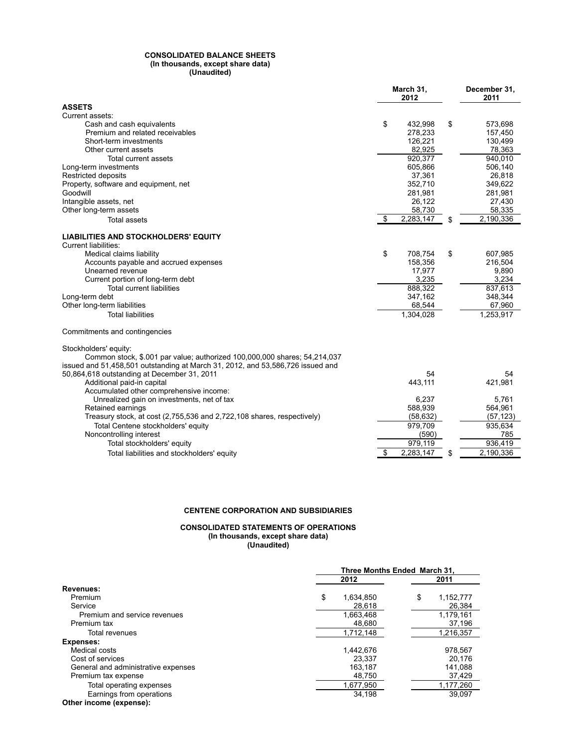**CONSOLIDATED BALANCE SHEETS**
**(In thousands, except share data)**
**(Unaudited)**

| | March 31, 2012 | December 31, 2011 |
|---|---|---|
| **ASSETS** | | |
| Current assets: | | |
| Cash and cash equivalents | $ 432,998 | $ 573,698 |
| Premium and related receivables | 278,233 | 157,450 |
| Short-term investments | 126,221 | 130,499 |
| Other current assets | 82,925 | 78,363 |
| Total current assets | 920,377 | 940,010 |
| Long-term investments | 605,866 | 506,140 |
| Restricted deposits | 37,361 | 26,818 |
| Property, software and equipment, net | 352,710 | 349,622 |
| Goodwill | 281,981 | 281,981 |
| Intangible assets, net | 26,122 | 27,430 |
| Other long-term assets | 58,730 | 58,335 |
| Total assets | $ 2,283,147 | $ 2,190,336 |
| **LIABILITIES AND STOCKHOLDERS' EQUITY** | | |
| Current liabilities: | | |
| Medical claims liability | $ 708,754 | $ 607,985 |
| Accounts payable and accrued expenses | 158,356 | 216,504 |
| Unearned revenue | 17,977 | 9,890 |
| Current portion of long-term debt | 3,235 | 3,234 |
| Total current liabilities | 888,322 | 837,613 |
| Long-term debt | 347,162 | 348,344 |
| Other long-term liabilities | 68,544 | 67,960 |
| Total liabilities | 1,304,028 | 1,253,917 |
| Commitments and contingencies | | |
| Stockholders' equity: | | |
| Common stock, $.001 par value; authorized 100,000,000 shares; 54,214,037 issued and 51,458,501 outstanding at March 31, 2012, and 53,586,726 issued and 50,864,618 outstanding at December 31, 2011 | 54 | 54 |
| Additional paid-in capital | 443,111 | 421,981 |
| Accumulated other comprehensive income: | | |
| Unrealized gain on investments, net of tax | 6,237 | 5,761 |
| Retained earnings | 588,939 | 564,961 |
| Treasury stock, at cost (2,755,536 and 2,722,108 shares, respectively) | (58,632) | (57,123) |
| Total Centene stockholders' equity | 979,709 | 935,634 |
| Noncontrolling interest | (590) | 785 |
| Total stockholders' equity | 979,119 | 936,419 |
| Total liabilities and stockholders' equity | $ 2,283,147 | $ 2,190,336 |

**CENTENE CORPORATION AND SUBSIDIARIES**

**CONSOLIDATED STATEMENTS OF OPERATIONS**
**(In thousands, except share data)**
**(Unaudited)**

| | Three Months Ended March 31, | |
|---|---|---|
| | 2012 | 2011 |
| **Revenues:** | | |
| Premium | $ 1,634,850 | $ 1,152,777 |
| Service | 28,618 | 26,384 |
| Premium and service revenues | 1,663,468 | 1,179,161 |
| Premium tax | 48,680 | 37,196 |
| Total revenues | 1,712,148 | 1,216,357 |
| **Expenses:** | | |
| Medical costs | 1,442,676 | 978,567 |
| Cost of services | 23,337 | 20,176 |
| General and administrative expenses | 163,187 | 141,088 |
| Premium tax expense | 48,750 | 37,429 |
| Total operating expenses | 1,677,950 | 1,177,260 |
| Earnings from operations | 34,198 | 39,097 |
| **Other income (expense):** | | |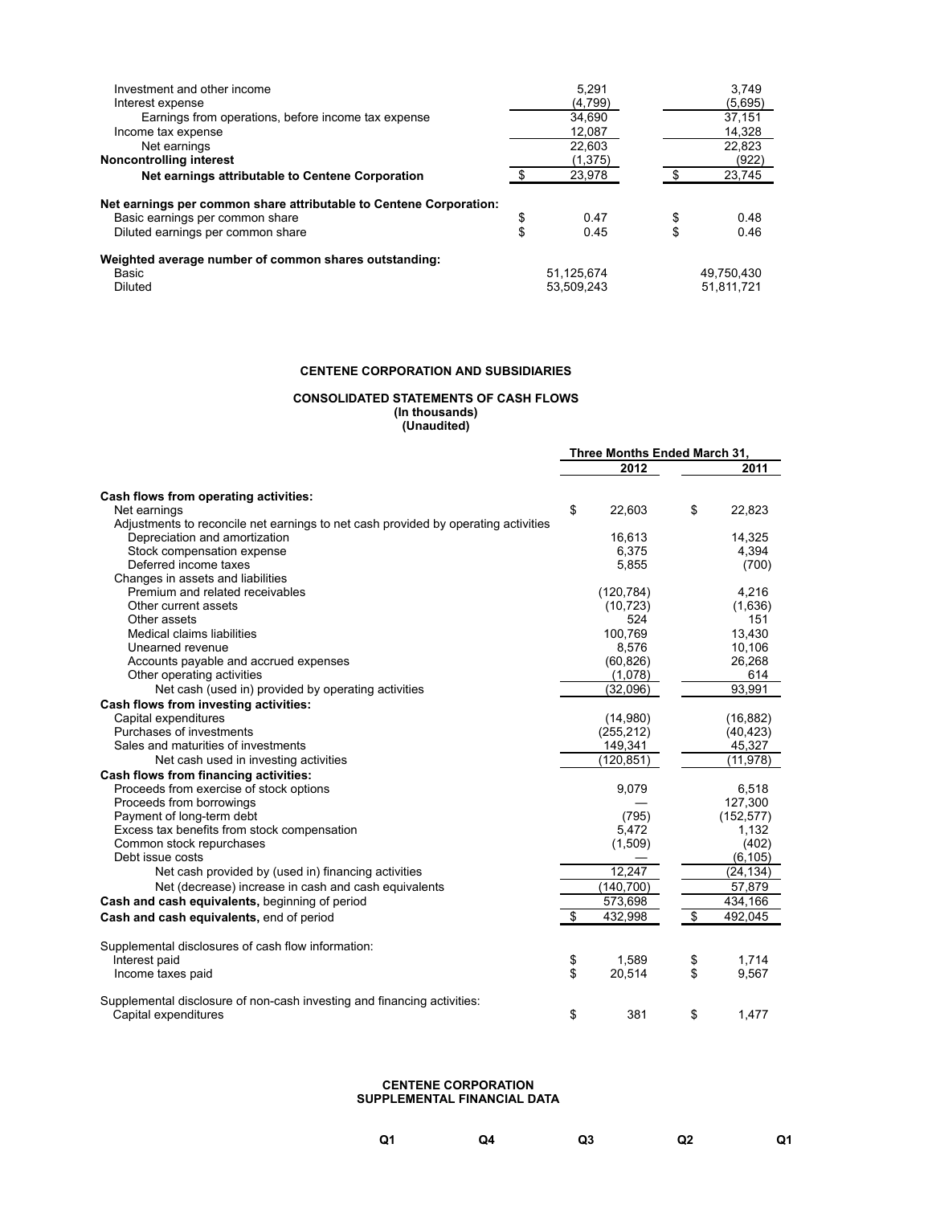|  |  |  |
|---|---|---|
| Investment and other income | 5,291 | 3,749 |
| Interest expense | (4,799) | (5,695) |
| Earnings from operations, before income tax expense | 34,690 | 37,151 |
| Income tax expense | 12,087 | 14,328 |
| Net earnings | 22,603 | 22,823 |
| **Noncontrolling interest** | (1,375) | (922) |
| **Net earnings attributable to Centene Corporation** | $ 23,978 | $ 23,745 |
| **Net earnings per common share attributable to Centene Corporation:** |  |  |
| Basic earnings per common share | $ 0.47 | $ 0.48 |
| Diluted earnings per common share | $ 0.45 | $ 0.46 |
| **Weighted average number of common shares outstanding:** |  |  |
| Basic | 51,125,674 | 49,750,430 |
| Diluted | 53,509,243 | 51,811,721 |

**CENTENE CORPORATION AND SUBSIDIARIES**

**CONSOLIDATED STATEMENTS OF CASH FLOWS**
**(In thousands)**
**(Unaudited)**

|  | Three Months Ended March 31, |  |
|---|---|---|
|  | 2012 | 2011 |
| **Cash flows from operating activities:** |  |  |
| Net earnings | $ 22,603 | $ 22,823 |
| Adjustments to reconcile net earnings to net cash provided by operating activities |  |  |
| Depreciation and amortization | 16,613 | 14,325 |
| Stock compensation expense | 6,375 | 4,394 |
| Deferred income taxes | 5,855 | (700) |
| Changes in assets and liabilities |  |  |
| Premium and related receivables | (120,784) | 4,216 |
| Other current assets | (10,723) | (1,636) |
| Other assets | 524 | 151 |
| Medical claims liabilities | 100,769 | 13,430 |
| Unearned revenue | 8,576 | 10,106 |
| Accounts payable and accrued expenses | (60,826) | 26,268 |
| Other operating activities | (1,078) | 614 |
| Net cash (used in) provided by operating activities | (32,096) | 93,991 |
| **Cash flows from investing activities:** |  |  |
| Capital expenditures | (14,980) | (16,882) |
| Purchases of investments | (255,212) | (40,423) |
| Sales and maturities of investments | 149,341 | 45,327 |
| Net cash used in investing activities | (120,851) | (11,978) |
| **Cash flows from financing activities:** |  |  |
| Proceeds from exercise of stock options | 9,079 | 6,518 |
| Proceeds from borrowings | — | 127,300 |
| Payment of long-term debt | (795) | (152,577) |
| Excess tax benefits from stock compensation | 5,472 | 1,132 |
| Common stock repurchases | (1,509) | (402) |
| Debt issue costs | — | (6,105) |
| Net cash provided by (used in) financing activities | 12,247 | (24,134) |
| Net (decrease) increase in cash and cash equivalents | (140,700) | 57,879 |
| **Cash and cash equivalents,** beginning of period | 573,698 | 434,166 |
| **Cash and cash equivalents,** end of period | $ 432,998 | $ 492,045 |
| Supplemental disclosures of cash flow information: |  |  |
| Interest paid | $ 1,589 | $ 1,714 |
| Income taxes paid | $ 20,514 | $ 9,567 |
| Supplemental disclosure of non-cash investing and financing activities: |  |  |
| Capital expenditures | $ 381 | $ 1,477 |

**CENTENE CORPORATION**
**SUPPLEMENTAL FINANCIAL DATA**

| Q1 | Q4 | Q3 | Q2 | Q1 |
|---|---|---|---|---|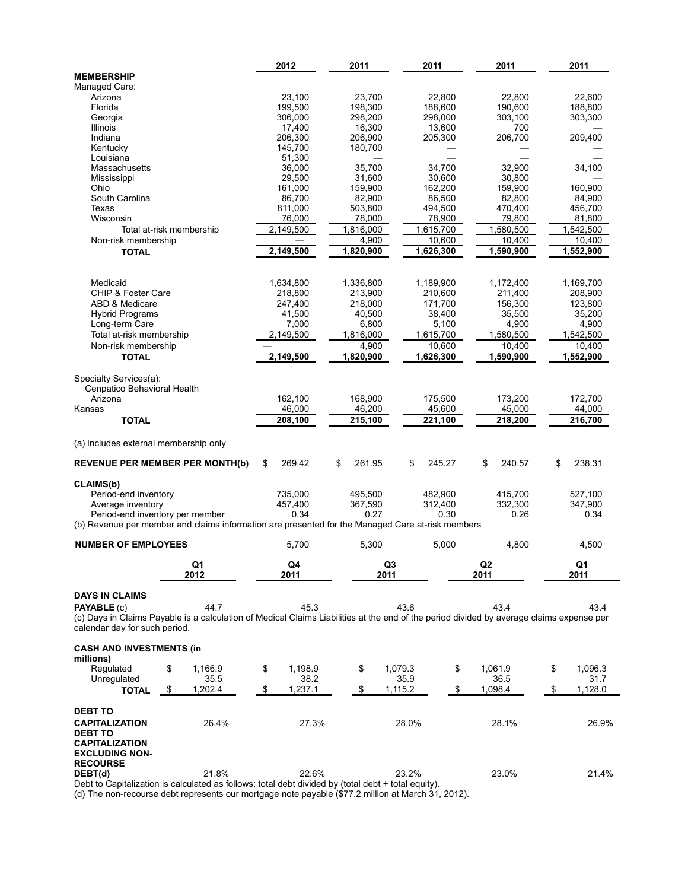| | 2012 | 2011 | 2011 | 2011 | 2011 |
|---|---|---|---|---|---|
| **MEMBERSHIP** | | | | | |
| Managed Care: | | | | | |
| Arizona | 23,100 | 23,700 | 22,800 | 22,800 | 22,600 |
| Florida | 199,500 | 198,300 | 188,600 | 190,600 | 188,800 |
| Georgia | 306,000 | 298,200 | 298,000 | 303,100 | 303,300 |
| Illinois | 17,400 | 16,300 | 13,600 | 700 | — |
| Indiana | 206,300 | 206,900 | 205,300 | 206,700 | 209,400 |
| Kentucky | 145,700 | 180,700 | — | — | — |
| Louisiana | 51,300 | — | — | — | — |
| Massachusetts | 36,000 | 35,700 | 34,700 | 32,900 | 34,100 |
| Mississippi | 29,500 | 31,600 | 30,600 | 30,800 | — |
| Ohio | 161,000 | 159,900 | 162,200 | 159,900 | 160,900 |
| South Carolina | 86,700 | 82,900 | 86,500 | 82,800 | 84,900 |
| Texas | 811,000 | 503,800 | 494,500 | 470,400 | 456,700 |
| Wisconsin | 76,000 | 78,000 | 78,900 | 79,800 | 81,800 |
| Total at-risk membership | 2,149,500 | 1,816,000 | 1,615,700 | 1,580,500 | 1,542,500 |
| Non-risk membership | — | 4,900 | 10,600 | 10,400 | 10,400 |
| **TOTAL** | 2,149,500 | 1,820,900 | 1,626,300 | 1,590,900 | 1,552,900 |
| | | | | | |
| Medicaid | 1,634,800 | 1,336,800 | 1,189,900 | 1,172,400 | 1,169,700 |
| CHIP & Foster Care | 218,800 | 213,900 | 210,600 | 211,400 | 208,900 |
| ABD & Medicare | 247,400 | 218,000 | 171,700 | 156,300 | 123,800 |
| Hybrid Programs | 41,500 | 40,500 | 38,400 | 35,500 | 35,200 |
| Long-term Care | 7,000 | 6,800 | 5,100 | 4,900 | 4,900 |
| Total at-risk membership | 2,149,500 | 1,816,000 | 1,615,700 | 1,580,500 | 1,542,500 |
| Non-risk membership | — | 4,900 | 10,600 | 10,400 | 10,400 |
| **TOTAL** | 2,149,500 | 1,820,900 | 1,626,300 | 1,590,900 | 1,552,900 |
| | | | | | |
| Specialty Services(a): | | | | | |
| Cenpatico Behavioral Health | | | | | |
| Arizona | 162,100 | 168,900 | 175,500 | 173,200 | 172,700 |
| Kansas | 46,000 | 46,200 | 45,600 | 45,000 | 44,000 |
| **TOTAL** | 208,100 | 215,100 | 221,100 | 218,200 | 216,700 |

(a) Includes external membership only

| | 2012 | 2011 | 2011 | 2011 | 2011 |
|---|---|---|---|---|---|
| **REVENUE PER MEMBER PER MONTH(b)** | $ 269.42 | $ 261.95 | $ 245.27 | $ 240.57 | $ 238.31 |
| **CLAIMS(b)** | | | | | |
| Period-end inventory | 735,000 | 495,500 | 482,900 | 415,700 | 527,100 |
| Average inventory | 457,400 | 367,590 | 312,400 | 332,300 | 347,900 |
| Period-end inventory per member | 0.34 | 0.27 | 0.30 | 0.26 | 0.34 |

(b) Revenue per member and claims information are presented for the Managed Care at-risk members

| | 2012 | 2011 | 2011 | 2011 | 2011 |
|---|---|---|---|---|---|
| **NUMBER OF EMPLOYEES** | 5,700 | 5,300 | 5,000 | 4,800 | 4,500 |

| | Q1 2012 | Q4 2011 | Q3 2011 | Q2 2011 | Q1 2011 |
|---|---|---|---|---|---|
| **DAYS IN CLAIMS PAYABLE** (c) | 44.7 | 45.3 | 43.6 | 43.4 | 43.4 |

(c) Days in Claims Payable is a calculation of Medical Claims Liabilities at the end of the period divided by average claims expense per calendar day for such period.

| | Q1 2012 | Q4 2011 | Q3 2011 | Q2 2011 | Q1 2011 |
|---|---|---|---|---|---|
| **CASH AND INVESTMENTS (in millions)** | | | | | |
| Regulated | $ 1,166.9 | $ 1,198.9 | $ 1,079.3 | $ 1,061.9 | $ 1,096.3 |
| Unregulated | 35.5 | 38.2 | 35.9 | 36.5 | 31.7 |
| **TOTAL** | $ 1,202.4 | $ 1,237.1 | $ 1,115.2 | $ 1,098.4 | $ 1,128.0 |
| | | | | | |
| **DEBT TO CAPITALIZATION** | 26.4% | 27.3% | 28.0% | 28.1% | 26.9% |
| **DEBT TO CAPITALIZATION EXCLUDING NON-RECOURSE DEBT(d)** | 21.8% | 22.6% | 23.2% | 23.0% | 21.4% |

Debt to Capitalization is calculated as follows: total debt divided by (total debt + total equity).

(d) The non-recourse debt represents our mortgage note payable ($77.2 million at March 31, 2012).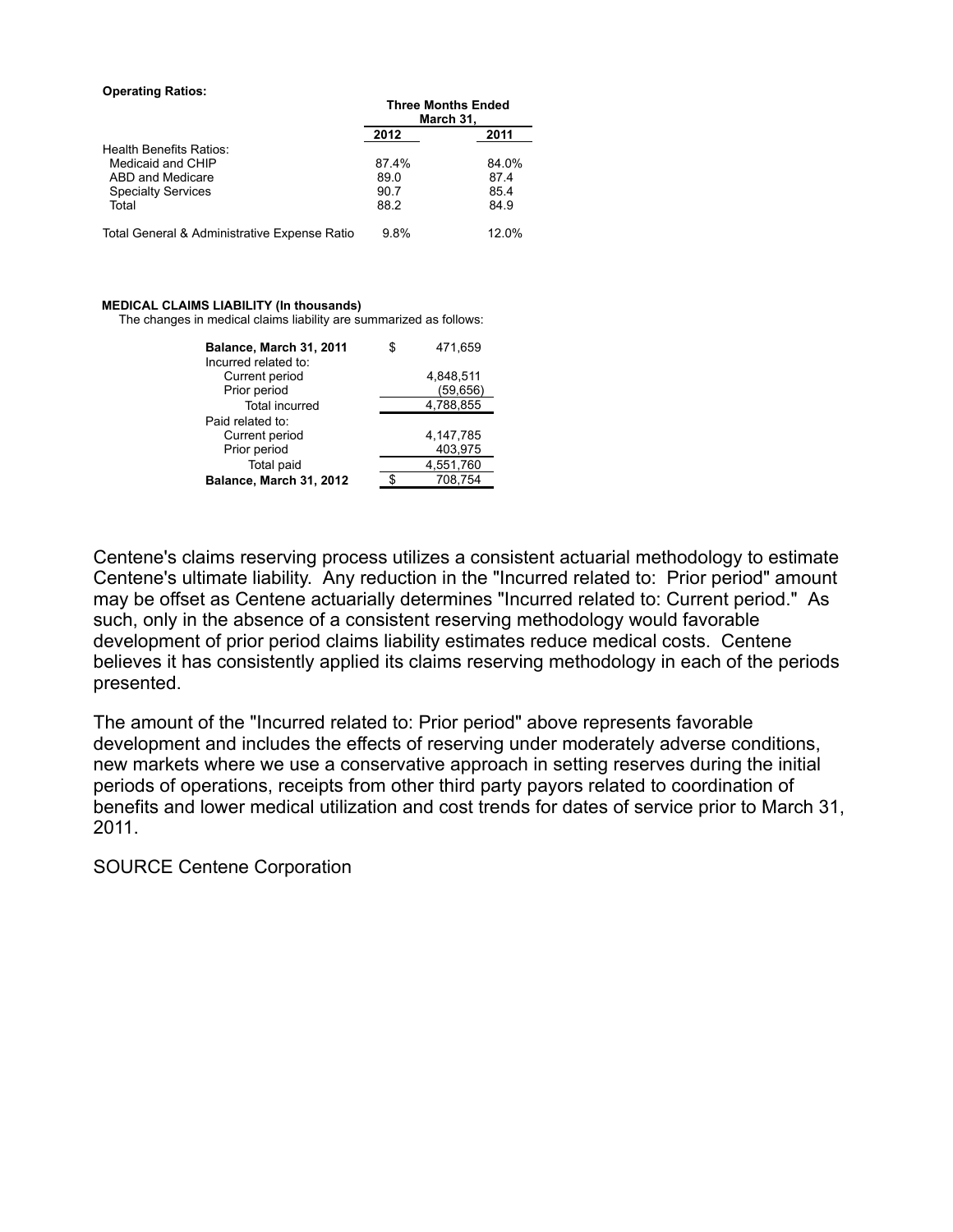**Operating Ratios:**

| | Three Months Ended March 31, | |
|---|---|---|
| | 2012 | 2011 |
| Health Benefits Ratios: | | |
| Medicaid and CHIP | 87.4% | 84.0% |
| ABD and Medicare | 89.0 | 87.4 |
| Specialty Services | 90.7 | 85.4 |
| Total | 88.2 | 84.9 |
| Total General & Administrative Expense Ratio | 9.8% | 12.0% |

**MEDICAL CLAIMS LIABILITY (In thousands)**

The changes in medical claims liability are summarized as follows:

| | | |
|---|---|---|
| **Balance, March 31, 2011** | $ | 471,659 |
| Incurred related to: | | |
| Current period | | 4,848,511 |
| Prior period | | (59,656) |
| Total incurred | | 4,788,855 |
| Paid related to: | | |
| Current period | | 4,147,785 |
| Prior period | | 403,975 |
| Total paid | | 4,551,760 |
| **Balance, March 31, 2012** | $ | 708,754 |

Centene's claims reserving process utilizes a consistent actuarial methodology to estimate Centene's ultimate liability. Any reduction in the "Incurred related to: Prior period" amount may be offset as Centene actuarially determines "Incurred related to: Current period." As such, only in the absence of a consistent reserving methodology would favorable development of prior period claims liability estimates reduce medical costs. Centene believes it has consistently applied its claims reserving methodology in each of the periods presented.

The amount of the "Incurred related to: Prior period" above represents favorable development and includes the effects of reserving under moderately adverse conditions, new markets where we use a conservative approach in setting reserves during the initial periods of operations, receipts from other third party payors related to coordination of benefits and lower medical utilization and cost trends for dates of service prior to March 31, 2011.

SOURCE Centene Corporation